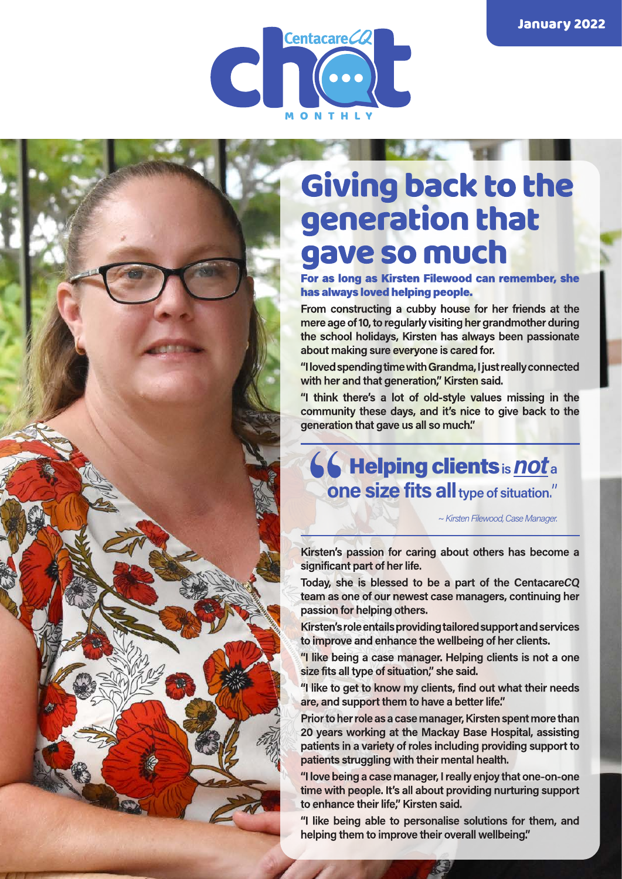January 2022

CentacareCQ chat MONTHLY

# Giving back to the generation that gave so much

**For as long as Kirsten Filewood can remember, she has always loved helping people.**

From constructing a cubby house for her friends at the mere age of 10, to regularly visiting her grandmother during the school holidays, Kirsten has always been passionate about making sure everyone is cared for.

"I loved spending time with Grandma, I just really connected with her and that generation," Kirsten said.

"I think there's a lot of old-style values missing in the community these days, and it's nice to give back to the generation that gave us all so much."

> "**Helping clients** is ***not*** a **one size fits all** type of situation."
>
> *~ Kirsten Filewood, Case Manager.*

Kirsten's passion for caring about others has become a significant part of her life.

Today, she is blessed to be a part of the Centacare*CQ* team as one of our newest case managers, continuing her passion for helping others.

Kirsten's role entails providing tailored support and services to improve and enhance the wellbeing of her clients.

"I like being a case manager. Helping clients is not a one size fits all type of situation," she said.

"I like to get to know my clients, find out what their needs are, and support them to have a better life."

Prior to her role as a case manager, Kirsten spent more than 20 years working at the Mackay Base Hospital, assisting patients in a variety of roles including providing support to patients struggling with their mental health.

"I love being a case manager, I really enjoy that one-on-one time with people. It's all about providing nurturing support to enhance their life," Kirsten said.

"I like being able to personalise solutions for them, and helping them to improve their overall wellbeing."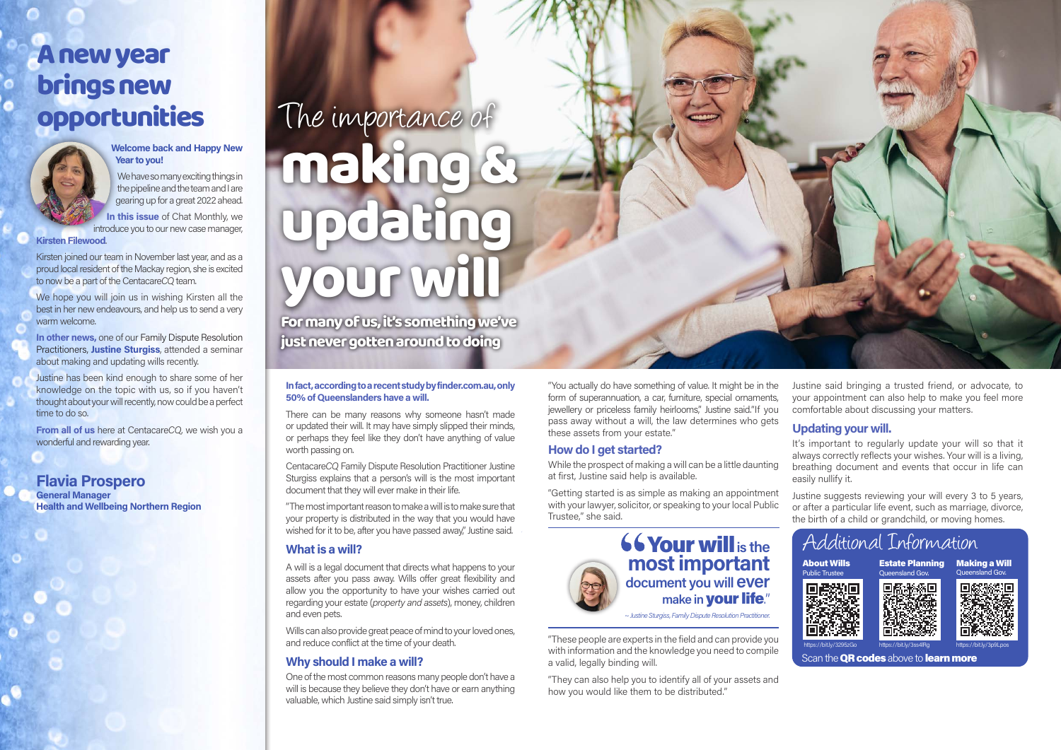# A new year brings new opportunities

**Welcome back and Happy New Year to you!**

We have so many exciting things in the pipeline and the team and I are gearing up for a great 2022 ahead.

**In this issue** of Chat Monthly, we introduce you to our new case manager, **Kirsten Filewood**.

Kirsten joined our team in November last year, and as a proud local resident of the Mackay region, she is excited to now be a part of the Centacare*CQ* team.

We hope you will join us in wishing Kirsten all the best in her new endeavours, and help us to send a very warm welcome.

**In other news,** one of our Family Dispute Resolution Practitioners, **Justine Sturgiss**, attended a seminar about making and updating wills recently.

Justine has been kind enough to share some of her knowledge on the topic with us, so if you haven't thought about your will recently, now could be a perfect time to do so.

**From all of us** here at Centacare*CQ*, we wish you a wonderful and rewarding year.

**Flavia Prospero**
**General Manager**
**Health and Wellbeing Northern Region**

# The importance of making & updating your will

**For many of us, it's something we've just never gotten around to doing**

**In fact, according to a recent study by finder.com.au, only 50% of Queenslanders have a will.**

There can be many reasons why someone hasn't made or updated their will. It may have simply slipped their minds, or perhaps they feel like they don't have anything of value worth passing on.

Centacare*CQ* Family Dispute Resolution Practitioner Justine Sturgiss explains that a person's will is the most important document that they will ever make in their life.

"The most important reason to make a will is to make sure that your property is distributed in the way that you would have wished for it to be, after you have passed away," Justine said.

## What is a will?

A will is a legal document that directs what happens to your assets after you pass away. Wills offer great flexibility and allow you the opportunity to have your wishes carried out regarding your estate (*property and assets*), money, children and even pets.

Wills can also provide great peace of mind to your loved ones, and reduce conflict at the time of your death.

## Why should I make a will?

One of the most common reasons many people don't have a will is because they believe they don't have or earn anything valuable, which Justine said simply isn't true.

"You actually do have something of value. It might be in the form of superannuation, a car, furniture, special ornaments, jewellery or priceless family heirlooms," Justine said."If you pass away without a will, the law determines who gets these assets from your estate."

## How do I get started?

While the prospect of making a will can be a little daunting at first, Justine said help is available.

"Getting started is as simple as making an appointment with your lawyer, solicitor, or speaking to your local Public Trustee," she said.

> "**Your will** is the **most important** document you will **ever** make in **your life**."
>
> *~ Justine Sturgiss, Family Dispute Resolution Practitioner.*

"These people are experts in the field and can provide you with information and the knowledge you need to compile a valid, legally binding will.

"They can also help you to identify all of your assets and how you would like them to be distributed."

Justine said bringing a trusted friend, or advocate, to your appointment can also help to make you feel more comfortable about discussing your matters.

## Updating your will.

It's important to regularly update your will so that it always correctly reflects your wishes. Your will is a living, breathing document and events that occur in life can easily nullify it.

Justine suggests reviewing your will every 3 to 5 years, or after a particular life event, such as marriage, divorce, the birth of a child or grandchild, or moving homes.

## Additional Information

**About Wills** – Public Trustee – https://bit.ly/3295zGo

**Estate Planning** – Queensland Gov. – https://bit.ly/3ss4lRg

**Making a Will** – Queensland Gov. – https://bit.ly/3p9Lpos

Scan the **QR codes** above to **learn more**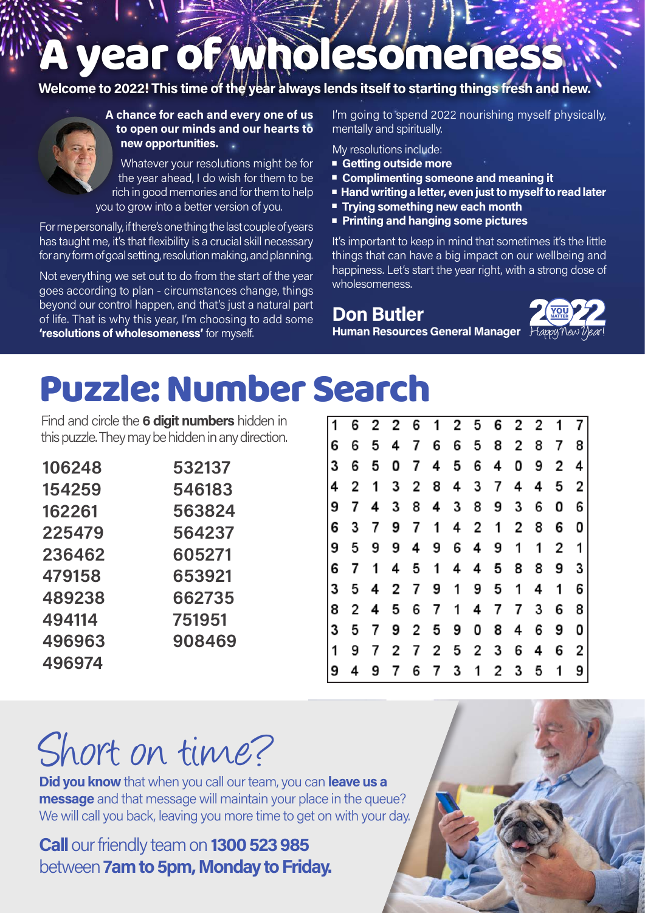# A year of wholesomeness

**Welcome to 2022! This time of the year always lends itself to starting things fresh and new.**

**A chance for each and every one of us to open our minds and our hearts to new opportunities.**

Whatever your resolutions might be for the year ahead, I do wish for them to be rich in good memories and for them to help you to grow into a better version of you.

For me personally, if there's one thing the last couple of years has taught me, it's that flexibility is a crucial skill necessary for any form of goal setting, resolution making, and planning.

Not everything we set out to do from the start of the year goes according to plan - circumstances change, things beyond our control happen, and that's just a natural part of life. That is why this year, I'm choosing to add some **'resolutions of wholesomeness'** for myself.

I'm going to spend 2022 nourishing myself physically, mentally and spiritually.

My resolutions include:

- **Getting outside more**
- **Complimenting someone and meaning it**
- **Hand writing a letter, even just to myself to read later**
- **Trying something new each month**
- **Printing and hanging some pictures**

It's important to keep in mind that sometimes it's the little things that can have a big impact on our wellbeing and happiness. Let's start the year right, with a strong dose of wholesomeness.

**Don Butler**
**Human Resources General Manager**

2022 YOU MATTER Happy New Year!

# Puzzle: Number Search

Find and circle the **6 digit numbers** hidden in this puzzle. They may be hidden in any direction.

| | |
|---|---|
| **106248** | **532137** |
| **154259** | **546183** |
| **162261** | **563824** |
| **225479** | **564237** |
| **236462** | **605271** |
| **479158** | **653921** |
| **489238** | **662735** |
| **494114** | **751951** |
| **496963** | **908469** |
| **496974** | |

| | | | | | | | | | | | | |
|---|---|---|---|---|---|---|---|---|---|---|---|---|
| 1 | 6 | 2 | 2 | 6 | 1 | 2 | 5 | 6 | 2 | 2 | 1 | 7 |
| 6 | 6 | 5 | 4 | 7 | 6 | 6 | 5 | 8 | 2 | 8 | 7 | 8 |
| 3 | 6 | 5 | 0 | 7 | 4 | 5 | 6 | 4 | 0 | 9 | 2 | 4 |
| 4 | 2 | 1 | 3 | 2 | 8 | 4 | 3 | 7 | 4 | 4 | 5 | 2 |
| 9 | 7 | 4 | 3 | 8 | 4 | 3 | 8 | 9 | 3 | 6 | 0 | 6 |
| 6 | 3 | 7 | 9 | 7 | 1 | 4 | 2 | 1 | 2 | 8 | 6 | 0 |
| 9 | 5 | 9 | 9 | 4 | 9 | 6 | 4 | 9 | 1 | 1 | 2 | 1 |
| 6 | 7 | 1 | 4 | 5 | 1 | 4 | 4 | 5 | 8 | 8 | 9 | 3 |
| 3 | 5 | 4 | 2 | 7 | 9 | 1 | 9 | 5 | 1 | 4 | 1 | 6 |
| 8 | 2 | 4 | 5 | 6 | 7 | 1 | 4 | 7 | 7 | 3 | 6 | 8 |
| 3 | 5 | 7 | 9 | 2 | 5 | 9 | 0 | 8 | 4 | 6 | 9 | 0 |
| 1 | 9 | 7 | 2 | 7 | 2 | 5 | 2 | 3 | 6 | 4 | 6 | 2 |
| 9 | 4 | 9 | 7 | 6 | 7 | 3 | 1 | 2 | 3 | 5 | 1 | 9 |

# Short on time?

**Did you know** that when you call our team, you can **leave us a message** and that message will maintain your place in the queue? We will call you back, leaving you more time to get on with your day.

**Call** our friendly team on **1300 523 985** between **7am to 5pm, Monday to Friday.**